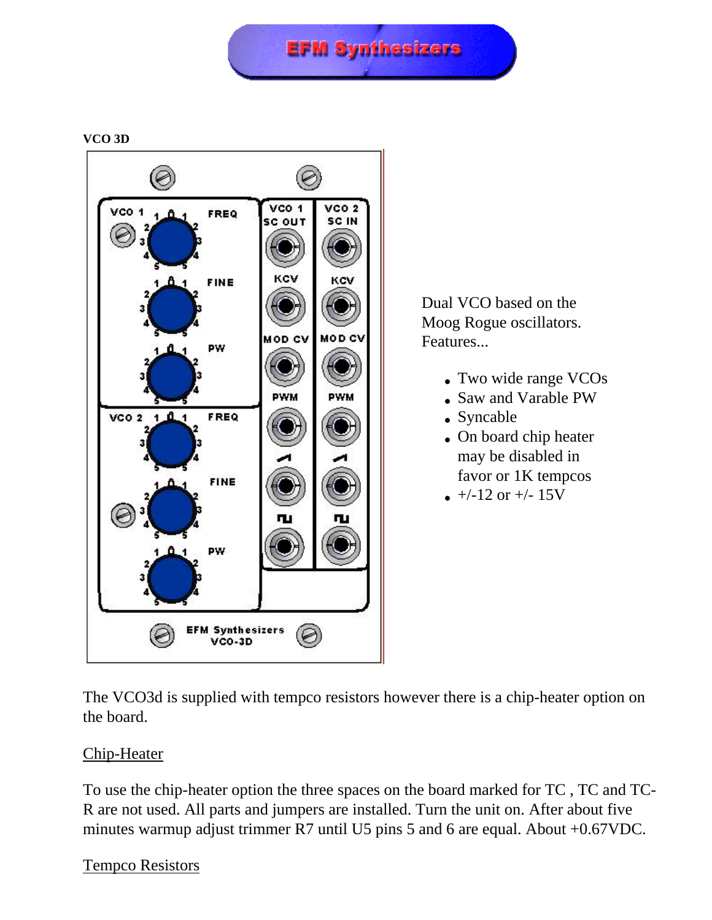EFM Synthesizers

**VCO 3D**

Dual VCO based on the Moog Rogue oscillators. Features...

- Two wide range VCOs
- Saw and Varable PW
- Syncable
- On board chip heater may be disabled in favor or 1K tempcos
- +/-12 or +/- 15V

The VCO3d is supplied with tempco resistors however there is a chip-heater option on the board.

Chip-Heater

To use the chip-heater option the three spaces on the board marked for TC , TC and TC-R are not used. All parts and jumpers are installed. Turn the unit on. After about five minutes warmup adjust trimmer R7 until U5 pins 5 and 6 are equal. About +0.67VDC.

Tempco Resistors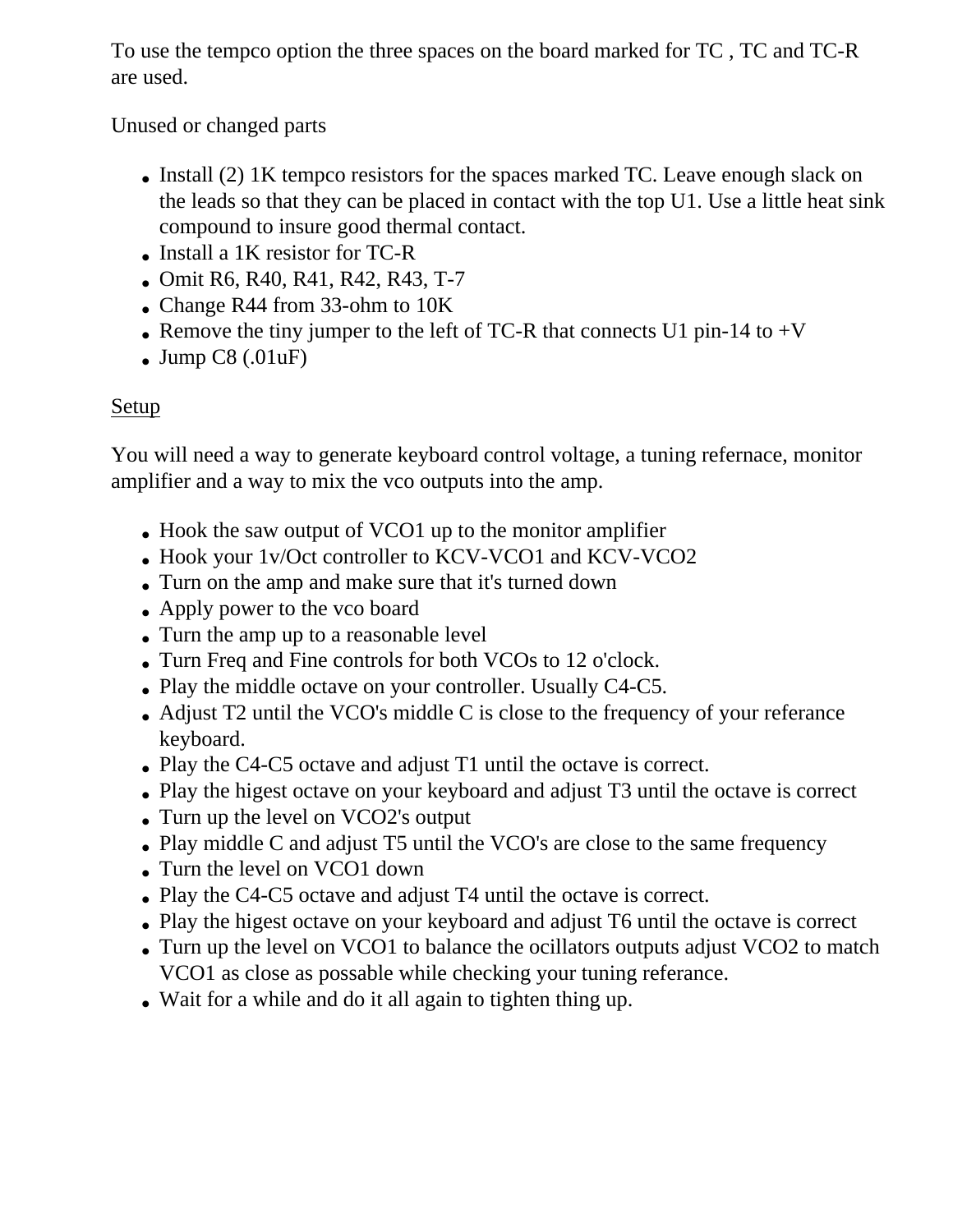To use the tempco option the three spaces on the board marked for TC , TC and TC-R are used.

Unused or changed parts

- Install (2) 1K tempco resistors for the spaces marked TC. Leave enough slack on the leads so that they can be placed in contact with the top U1. Use a little heat sink compound to insure good thermal contact.
- Install a 1K resistor for TC-R
- Omit R6, R40, R41, R42, R43, T-7
- Change R44 from 33-ohm to 10K
- Remove the tiny jumper to the left of TC-R that connects U1 pin-14 to +V
- Jump C8 (.01uF)

<u>Setup</u>

You will need a way to generate keyboard control voltage, a tuning refernace, monitor amplifier and a way to mix the vco outputs into the amp.

- Hook the saw output of VCO1 up to the monitor amplifier
- Hook your 1v/Oct controller to KCV-VCO1 and KCV-VCO2
- Turn on the amp and make sure that it's turned down
- Apply power to the vco board
- Turn the amp up to a reasonable level
- Turn Freq and Fine controls for both VCOs to 12 o'clock.
- Play the middle octave on your controller. Usually C4-C5.
- Adjust T2 until the VCO's middle C is close to the frequency of your referance keyboard.
- Play the C4-C5 octave and adjust T1 until the octave is correct.
- Play the higest octave on your keyboard and adjust T3 until the octave is correct
- Turn up the level on VCO2's output
- Play middle C and adjust T5 until the VCO's are close to the same frequency
- Turn the level on VCO1 down
- Play the C4-C5 octave and adjust T4 until the octave is correct.
- Play the higest octave on your keyboard and adjust T6 until the octave is correct
- Turn up the level on VCO1 to balance the ocillators outputs adjust VCO2 to match VCO1 as close as possable while checking your tuning referance.
- Wait for a while and do it all again to tighten thing up.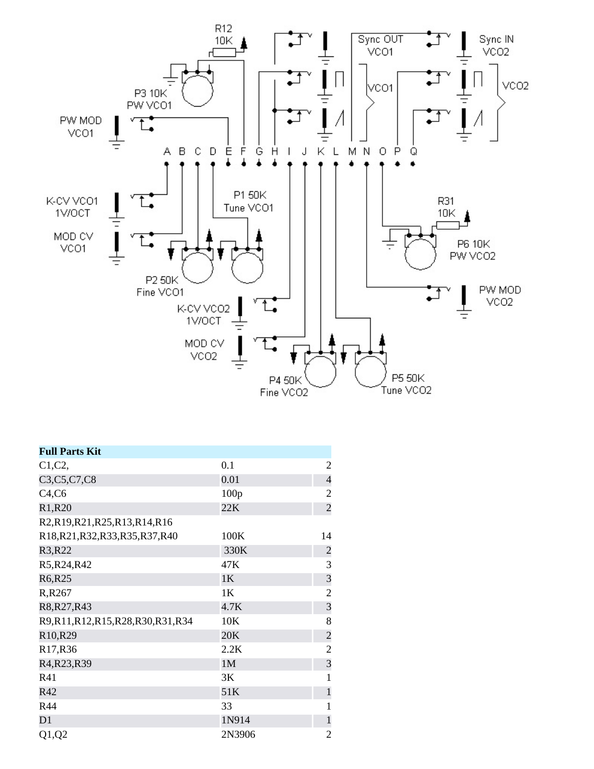| Full Parts Kit | | |
|---|---|---|
| C1,C2, | 0.1 | 2 |
| C3,C5,C7,C8 | 0.01 | 4 |
| C4,C6 | 100p | 2 |
| R1,R20 | 22K | 2 |
| R2,R19,R21,R25,R13,R14,R16 R18,R21,R32,R33,R35,R37,R40 | 100K | 14 |
| R3,R22 | 330K | 2 |
| R5,R24,R42 | 47K | 3 |
| R6,R25 | 1K | 3 |
| R,R267 | 1K | 2 |
| R8,R27,R43 | 4.7K | 3 |
| R9,R11,R12,R15,R28,R30,R31,R34 | 10K | 8 |
| R10,R29 | 20K | 2 |
| R17,R36 | 2.2K | 2 |
| R4,R23,R39 | 1M | 3 |
| R41 | 3K | 1 |
| R42 | 51K | 1 |
| R44 | 33 | 1 |
| D1 | 1N914 | 1 |
| Q1,Q2 | 2N3906 | 2 |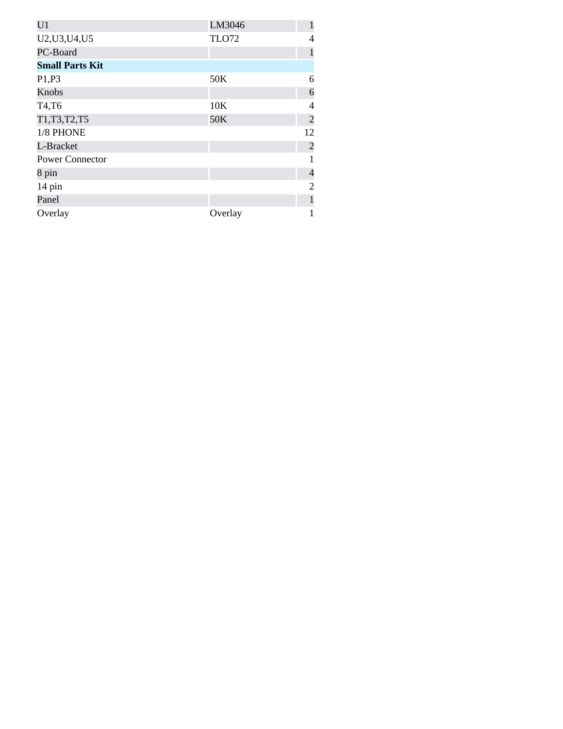| | | |
|---|---|---|
| U1 | LM3046 | 1 |
| U2,U3,U4,U5 | TLO72 | 4 |
| PC-Board | | 1 |
| **Small Parts Kit** | | |
| P1,P3 | 50K | 6 |
| Knobs | | 6 |
| T4,T6 | 10K | 4 |
| T1,T3,T2,T5 | 50K | 2 |
| 1/8 PHONE | | 12 |
| L-Bracket | | 2 |
| Power Connector | | 1 |
| 8 pin | | 4 |
| 14 pin | | 2 |
| Panel | | 1 |
| Overlay | Overlay | 1 |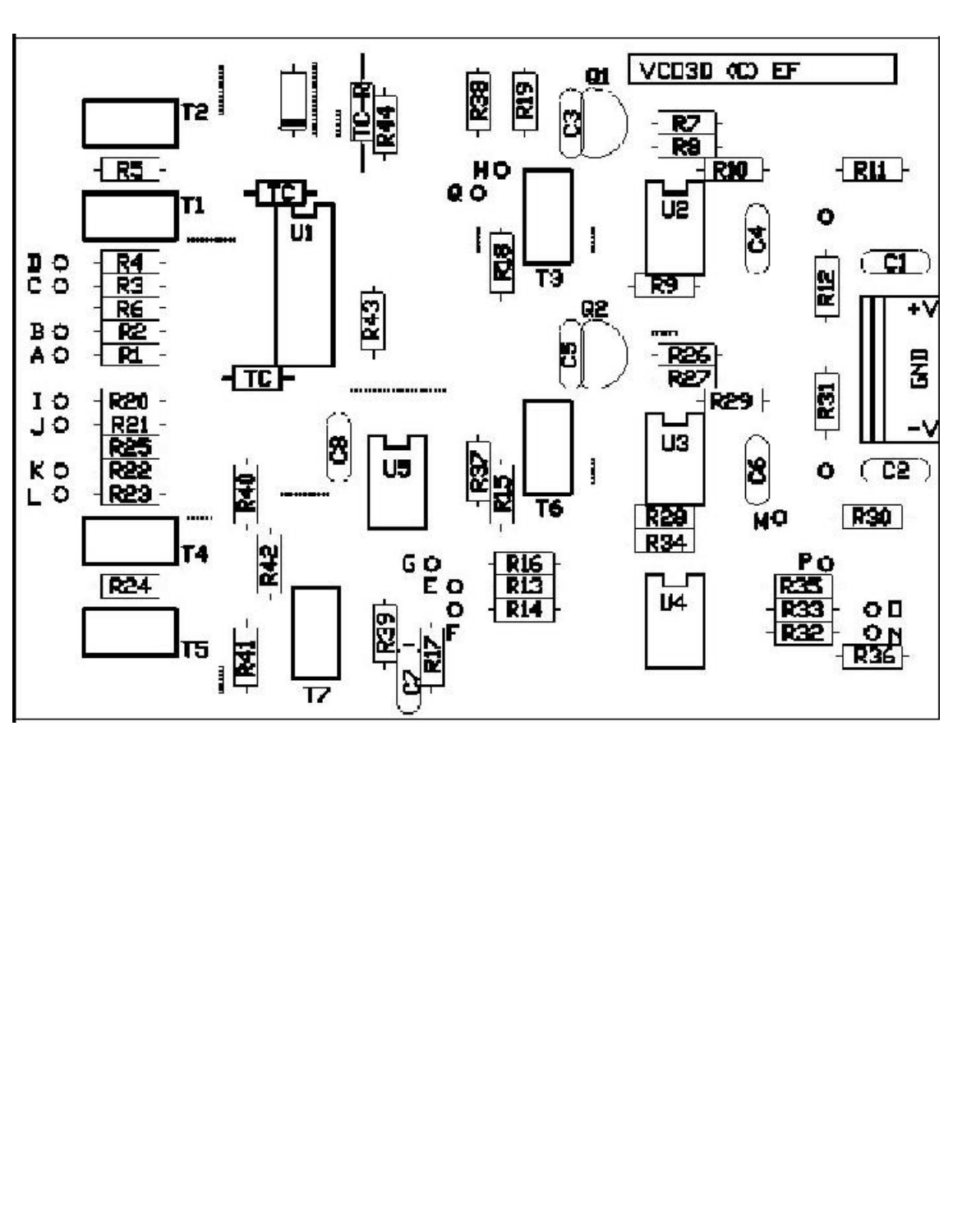VCD3D (C) EF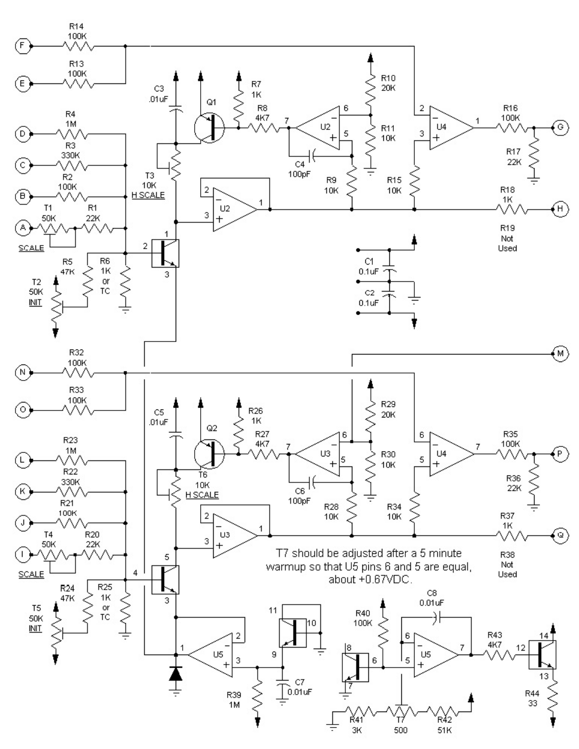T7 should be adjusted after a 5 minute warmup so that U5 pins 6 and 5 are equal, about +0.67VDC.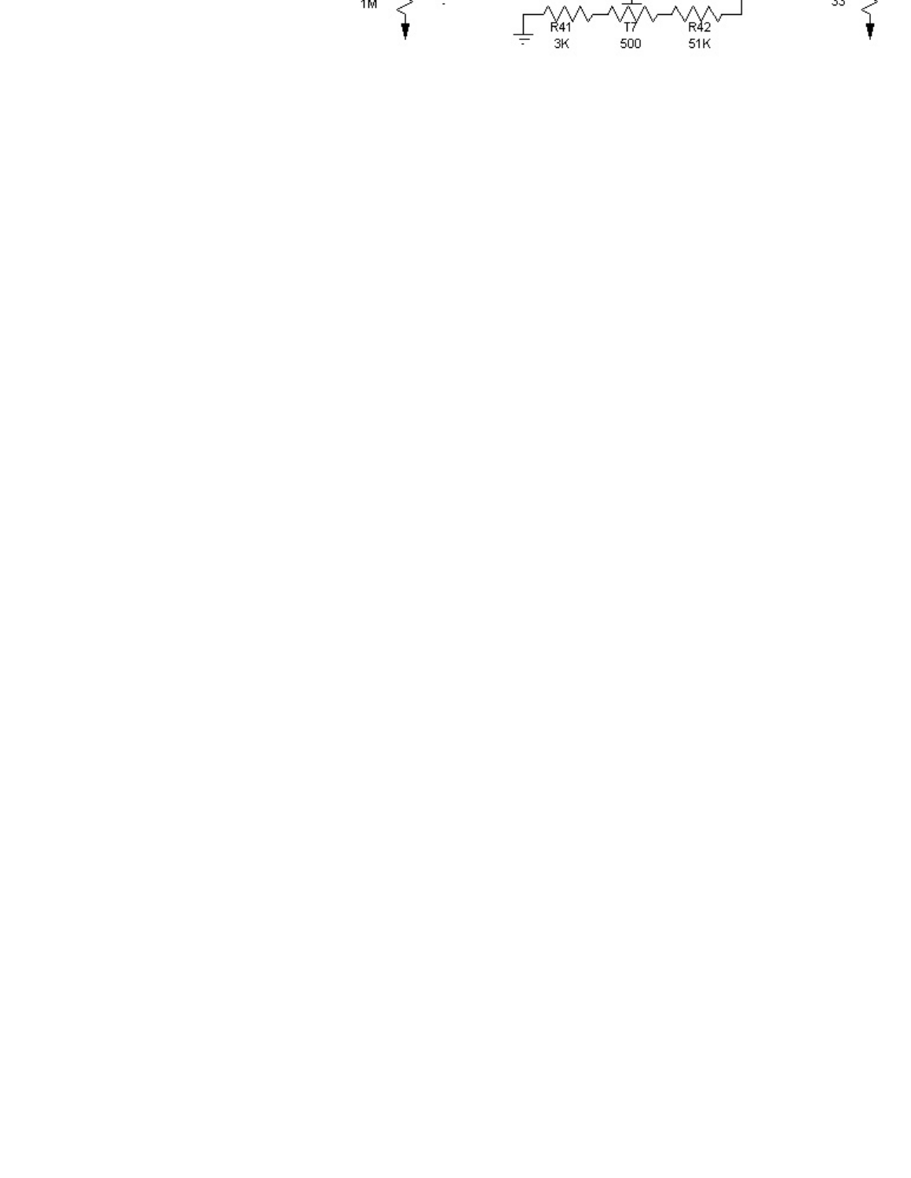1M

R41
3K

T7
500

R42
51K

33